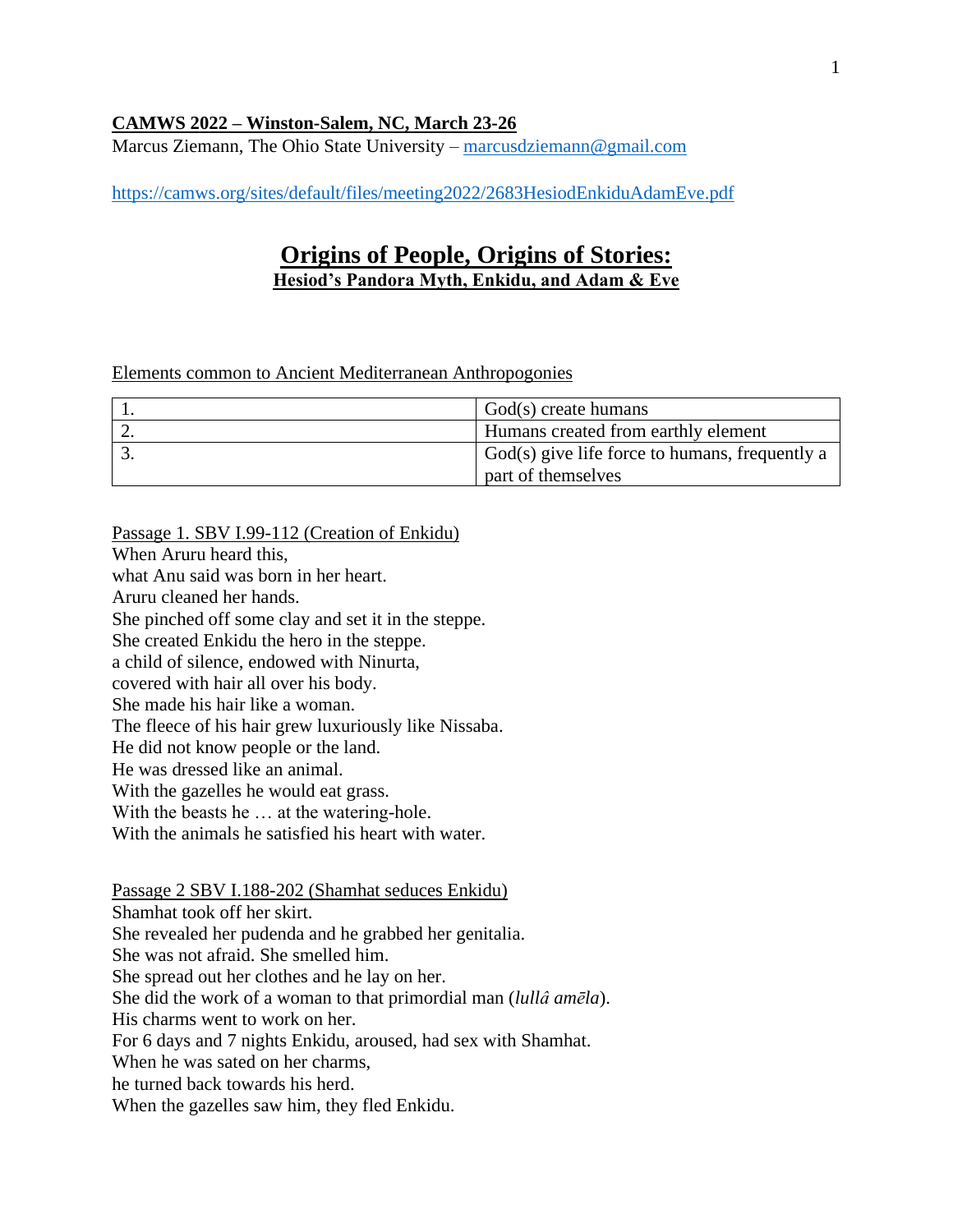**CAMWS 2022 – Winston-Salem, NC, March 23-26**
Marcus Ziemann, The Ohio State University – marcusdziemann@gmail.com

https://camws.org/sites/default/files/meeting2022/2683HesiodEnkiduAdamEve.pdf

# Origins of People, Origins of Stories:
## Hesiod's Pandora Myth, Enkidu, and Adam & Eve

Elements common to Ancient Mediterranean Anthropogonies

| | |
|---|---|
| 1. | God(s) create humans |
| 2. | Humans created from earthly element |
| 3. | God(s) give life force to humans, frequently a part of themselves |

Passage 1. SBV I.99-112 (Creation of Enkidu)

When Aruru heard this,
what Anu said was born in her heart.
Aruru cleaned her hands.
She pinched off some clay and set it in the steppe.
She created Enkidu the hero in the steppe.
a child of silence, endowed with Ninurta,
covered with hair all over his body.
She made his hair like a woman.
The fleece of his hair grew luxuriously like Nissaba.
He did not know people or the land.
He was dressed like an animal.
With the gazelles he would eat grass.
With the beasts he … at the watering-hole.
With the animals he satisfied his heart with water.

Passage 2 SBV I.188-202 (Shamhat seduces Enkidu)

Shamhat took off her skirt.
She revealed her pudenda and he grabbed her genitalia.
She was not afraid. She smelled him.
She spread out her clothes and he lay on her.
She did the work of a woman to that primordial man (*lullâ amēla*).
His charms went to work on her.
For 6 days and 7 nights Enkidu, aroused, had sex with Shamhat.
When he was sated on her charms,
he turned back towards his herd.
When the gazelles saw him, they fled Enkidu.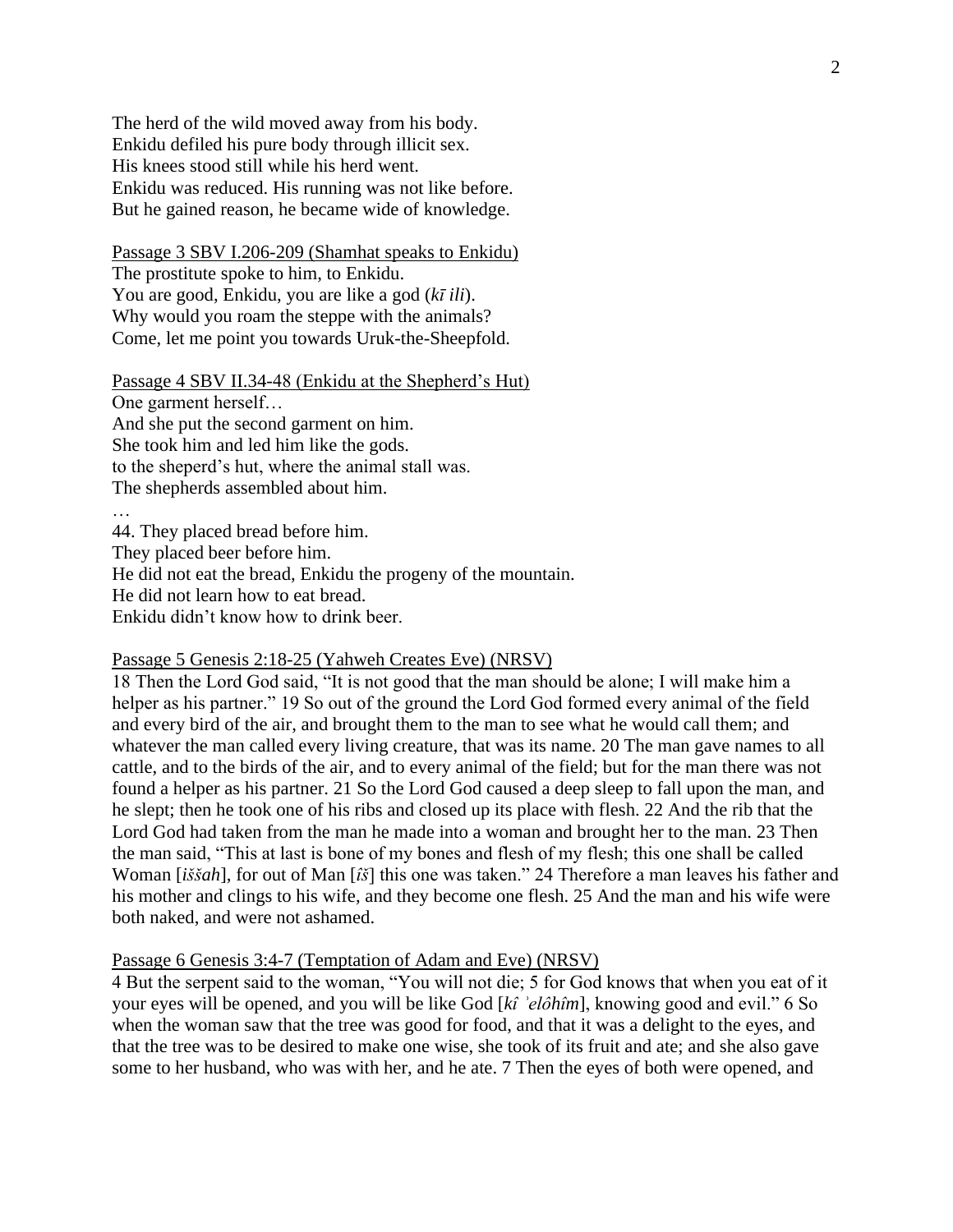The herd of the wild moved away from his body.
Enkidu defiled his pure body through illicit sex.
His knees stood still while his herd went.
Enkidu was reduced. His running was not like before.
But he gained reason, he became wide of knowledge.

<u>Passage 3 SBV I.206-209 (Shamhat speaks to Enkidu)</u>
The prostitute spoke to him, to Enkidu.
You are good, Enkidu, you are like a god (*kī ili*).
Why would you roam the steppe with the animals?
Come, let me point you towards Uruk-the-Sheepfold.

<u>Passage 4 SBV II.34-48 (Enkidu at the Shepherd's Hut)</u>
One garment herself…
And she put the second garment on him.
She took him and led him like the gods.
to the sheperd's hut, where the animal stall was.
The shepherds assembled about him.
…
44. They placed bread before him.
They placed beer before him.
He did not eat the bread, Enkidu the progeny of the mountain.
He did not learn how to eat bread.
Enkidu didn't know how to drink beer.

<u>Passage 5 Genesis 2:18-25 (Yahweh Creates Eve) (NRSV)</u>
18 Then the Lord God said, "It is not good that the man should be alone; I will make him a helper as his partner." 19 So out of the ground the Lord God formed every animal of the field and every bird of the air, and brought them to the man to see what he would call them; and whatever the man called every living creature, that was its name. 20 The man gave names to all cattle, and to the birds of the air, and to every animal of the field; but for the man there was not found a helper as his partner. 21 So the Lord God caused a deep sleep to fall upon the man, and he slept; then he took one of his ribs and closed up its place with flesh. 22 And the rib that the Lord God had taken from the man he made into a woman and brought her to the man. 23 Then the man said, "This at last is bone of my bones and flesh of my flesh; this one shall be called Woman [*iššah*], for out of Man [*îš*] this one was taken." 24 Therefore a man leaves his father and his mother and clings to his wife, and they become one flesh. 25 And the man and his wife were both naked, and were not ashamed.

<u>Passage 6 Genesis 3:4-7 (Temptation of Adam and Eve) (NRSV)</u>
4 But the serpent said to the woman, "You will not die; 5 for God knows that when you eat of it your eyes will be opened, and you will be like God [*kî ʾelôhîm*], knowing good and evil." 6 So when the woman saw that the tree was good for food, and that it was a delight to the eyes, and that the tree was to be desired to make one wise, she took of its fruit and ate; and she also gave some to her husband, who was with her, and he ate. 7 Then the eyes of both were opened, and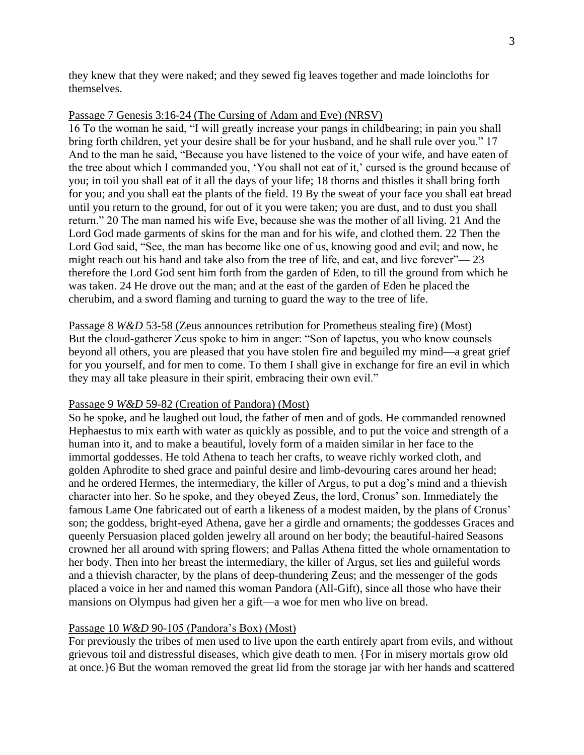they knew that they were naked; and they sewed fig leaves together and made loincloths for themselves.

Passage 7 Genesis 3:16-24 (The Cursing of Adam and Eve) (NRSV)

16 To the woman he said, "I will greatly increase your pangs in childbearing; in pain you shall bring forth children, yet your desire shall be for your husband, and he shall rule over you." 17 And to the man he said, "Because you have listened to the voice of your wife, and have eaten of the tree about which I commanded you, 'You shall not eat of it,' cursed is the ground because of you; in toil you shall eat of it all the days of your life; 18 thorns and thistles it shall bring forth for you; and you shall eat the plants of the field. 19 By the sweat of your face you shall eat bread until you return to the ground, for out of it you were taken; you are dust, and to dust you shall return." 20 The man named his wife Eve, because she was the mother of all living. 21 And the Lord God made garments of skins for the man and for his wife, and clothed them. 22 Then the Lord God said, "See, the man has become like one of us, knowing good and evil; and now, he might reach out his hand and take also from the tree of life, and eat, and live forever"— 23 therefore the Lord God sent him forth from the garden of Eden, to till the ground from which he was taken. 24 He drove out the man; and at the east of the garden of Eden he placed the cherubim, and a sword flaming and turning to guard the way to the tree of life.

Passage 8 *W&D* 53-58 (Zeus announces retribution for Prometheus stealing fire) (Most)

But the cloud-gatherer Zeus spoke to him in anger: "Son of Iapetus, you who know counsels beyond all others, you are pleased that you have stolen fire and beguiled my mind—a great grief for you yourself, and for men to come. To them I shall give in exchange for fire an evil in which they may all take pleasure in their spirit, embracing their own evil."

Passage 9 *W&D* 59-82 (Creation of Pandora) (Most)

So he spoke, and he laughed out loud, the father of men and of gods. He commanded renowned Hephaestus to mix earth with water as quickly as possible, and to put the voice and strength of a human into it, and to make a beautiful, lovely form of a maiden similar in her face to the immortal goddesses. He told Athena to teach her crafts, to weave richly worked cloth, and golden Aphrodite to shed grace and painful desire and limb-devouring cares around her head; and he ordered Hermes, the intermediary, the killer of Argus, to put a dog's mind and a thievish character into her. So he spoke, and they obeyed Zeus, the lord, Cronus' son. Immediately the famous Lame One fabricated out of earth a likeness of a modest maiden, by the plans of Cronus' son; the goddess, bright-eyed Athena, gave her a girdle and ornaments; the goddesses Graces and queenly Persuasion placed golden jewelry all around on her body; the beautiful-haired Seasons crowned her all around with spring flowers; and Pallas Athena fitted the whole ornamentation to her body. Then into her breast the intermediary, the killer of Argus, set lies and guileful words and a thievish character, by the plans of deep-thundering Zeus; and the messenger of the gods placed a voice in her and named this woman Pandora (All-Gift), since all those who have their mansions on Olympus had given her a gift—a woe for men who live on bread.

Passage 10 *W&D* 90-105 (Pandora's Box) (Most)

For previously the tribes of men used to live upon the earth entirely apart from evils, and without grievous toil and distressful diseases, which give death to men. {For in misery mortals grow old at once.}6 But the woman removed the great lid from the storage jar with her hands and scattered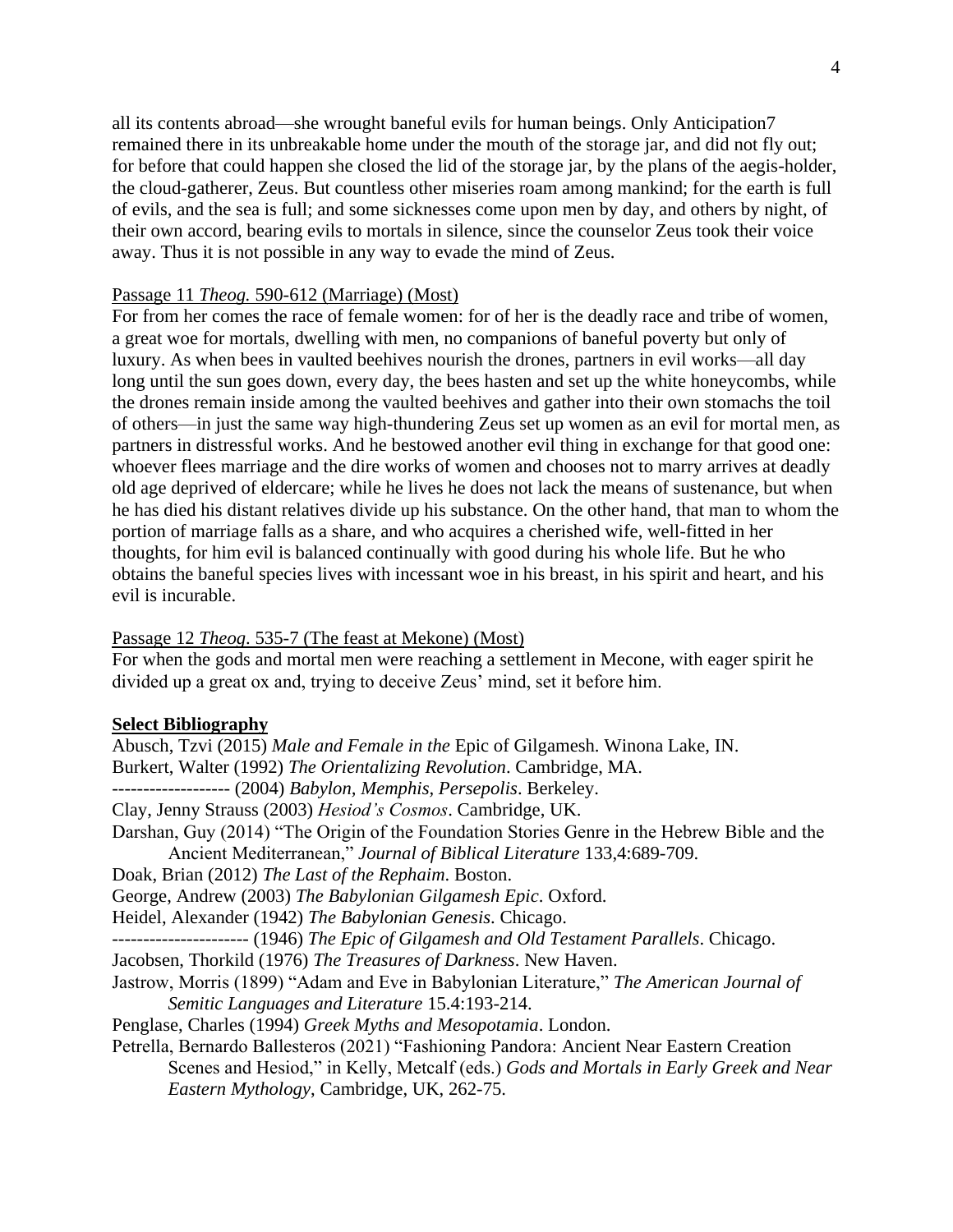all its contents abroad—she wrought baneful evils for human beings. Only Anticipation7 remained there in its unbreakable home under the mouth of the storage jar, and did not fly out; for before that could happen she closed the lid of the storage jar, by the plans of the aegis-holder, the cloud-gatherer, Zeus. But countless other miseries roam among mankind; for the earth is full of evils, and the sea is full; and some sicknesses come upon men by day, and others by night, of their own accord, bearing evils to mortals in silence, since the counselor Zeus took their voice away. Thus it is not possible in any way to evade the mind of Zeus.

Passage 11 *Theog.* 590-612 (Marriage) (Most)

For from her comes the race of female women: for of her is the deadly race and tribe of women, a great woe for mortals, dwelling with men, no companions of baneful poverty but only of luxury. As when bees in vaulted beehives nourish the drones, partners in evil works—all day long until the sun goes down, every day, the bees hasten and set up the white honeycombs, while the drones remain inside among the vaulted beehives and gather into their own stomachs the toil of others—in just the same way high-thundering Zeus set up women as an evil for mortal men, as partners in distressful works. And he bestowed another evil thing in exchange for that good one: whoever flees marriage and the dire works of women and chooses not to marry arrives at deadly old age deprived of eldercare; while he lives he does not lack the means of sustenance, but when he has died his distant relatives divide up his substance. On the other hand, that man to whom the portion of marriage falls as a share, and who acquires a cherished wife, well-fitted in her thoughts, for him evil is balanced continually with good during his whole life. But he who obtains the baneful species lives with incessant woe in his breast, in his spirit and heart, and his evil is incurable.

Passage 12 *Theog*. 535-7 (The feast at Mekone) (Most)

For when the gods and mortal men were reaching a settlement in Mecone, with eager spirit he divided up a great ox and, trying to deceive Zeus' mind, set it before him.

**Select Bibliography**

Abusch, Tzvi (2015) *Male and Female in the* Epic of Gilgamesh. Winona Lake, IN.

Burkert, Walter (1992) *The Orientalizing Revolution*. Cambridge, MA.

------------------- (2004) *Babylon, Memphis, Persepolis*. Berkeley.

Clay, Jenny Strauss (2003) *Hesiod's Cosmos*. Cambridge, UK.

Darshan, Guy (2014) "The Origin of the Foundation Stories Genre in the Hebrew Bible and the Ancient Mediterranean," *Journal of Biblical Literature* 133,4:689-709.

Doak, Brian (2012) *The Last of the Rephaim*. Boston.

George, Andrew (2003) *The Babylonian Gilgamesh Epic*. Oxford.

Heidel, Alexander (1942) *The Babylonian Genesis*. Chicago.

--------------------- (1946) *The Epic of Gilgamesh and Old Testament Parallels*. Chicago.

Jacobsen, Thorkild (1976) *The Treasures of Darkness*. New Haven.

Jastrow, Morris (1899) "Adam and Eve in Babylonian Literature," *The American Journal of Semitic Languages and Literature* 15.4:193-214.

Penglase, Charles (1994) *Greek Myths and Mesopotamia*. London.

Petrella, Bernardo Ballesteros (2021) "Fashioning Pandora: Ancient Near Eastern Creation Scenes and Hesiod," in Kelly, Metcalf (eds.) *Gods and Mortals in Early Greek and Near Eastern Mythology*, Cambridge, UK, 262-75.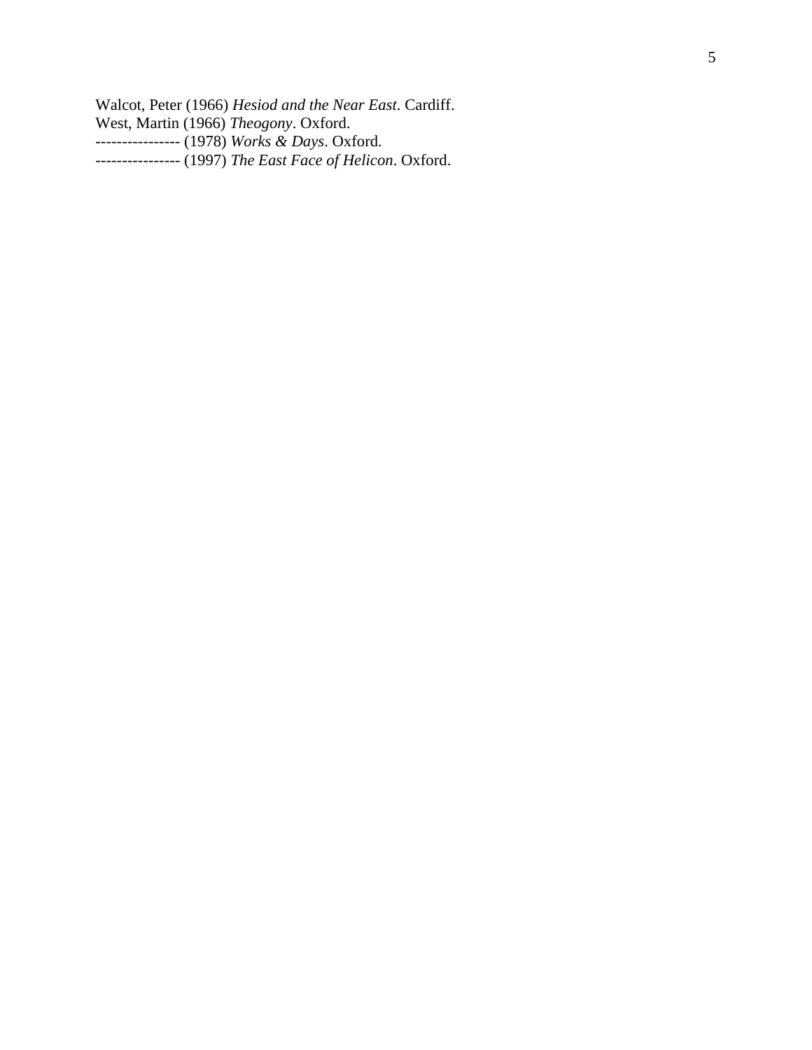Walcot, Peter (1966) *Hesiod and the Near East*. Cardiff.
West, Martin (1966) *Theogony*. Oxford.
---------------- (1978) *Works & Days*. Oxford.
---------------- (1997) *The East Face of Helicon*. Oxford.